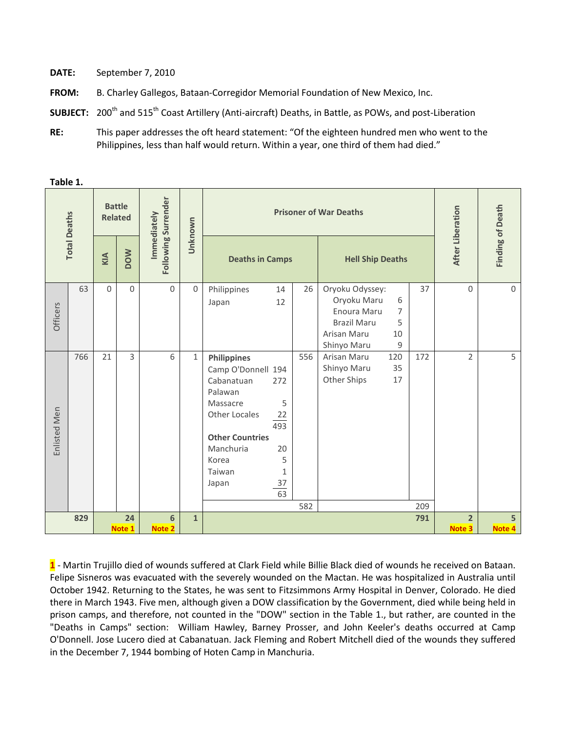**DATE:** September 7, 2010

**FROM:** B. Charley Gallegos, Bataan-Corregidor Memorial Foundation of New Mexico, Inc.

**SUBJECT:** 200th and 515th Coast Artillery (Anti-aircraft) Deaths, in Battle, as POWs, and post-Liberation

**RE:** This paper addresses the oft heard statement: "Of the eighteen hundred men who went to the Philippines, less than half would return. Within a year, one third of them had died."

**Table 1.**

| | Total Deaths | Battle Related | | Immediately Following Surrender | Unknown | Prisoner of War Deaths | | | | After Liberation | Finding of Death |
|---|---|---|---|---|---|---|---|---|---|---|---|
| | | KIA | DOW | | | Deaths in Camps | | Hell Ship Deaths | | | |
| Officers | 63 | 0 | 0 | 0 | 0 | Philippines 14<br>Japan 12 | 26 | Oryoku Odyssey:<br>Oryoku Maru 6<br>Enoura Maru 7<br>Brazil Maru 5<br>Arisan Maru 10<br>Shinyo Maru 9 | 37 | 0 | 0 |
| Enlisted Men | 766 | 21 | 3 | 6 | 1 | **Philippines**<br>Camp O'Donnell 194<br>Cabanatuan 272<br>Palawan Massacre 5<br>Other Locales 22<br>493<br>**Other Countries**<br>Manchuria 20<br>Korea 5<br>Taiwan 1<br>Japan 37<br>63 | 556 | Arisan Maru 120<br>Shinyo Maru 35<br>Other Ships 17 | 172 | 2 | 5 |
| | | | | | | | 582 | | 209 | | |
| | **829** | | **24**<br>Note 1 | **6**<br>Note 2 | **1** | | | | **791** | **2**<br>Note 3 | **5**<br>Note 4 |

**1** - Martin Trujillo died of wounds suffered at Clark Field while Billie Black died of wounds he received on Bataan. Felipe Sisneros was evacuated with the severely wounded on the Mactan. He was hospitalized in Australia until October 1942. Returning to the States, he was sent to Fitzsimmons Army Hospital in Denver, Colorado. He died there in March 1943. Five men, although given a DOW classification by the Government, died while being held in prison camps, and therefore, not counted in the "DOW" section in the Table 1., but rather, are counted in the "Deaths in Camps" section: William Hawley, Barney Prosser, and John Keeler's deaths occurred at Camp O'Donnell. Jose Lucero died at Cabanatuan. Jack Fleming and Robert Mitchell died of the wounds they suffered in the December 7, 1944 bombing of Hoten Camp in Manchuria.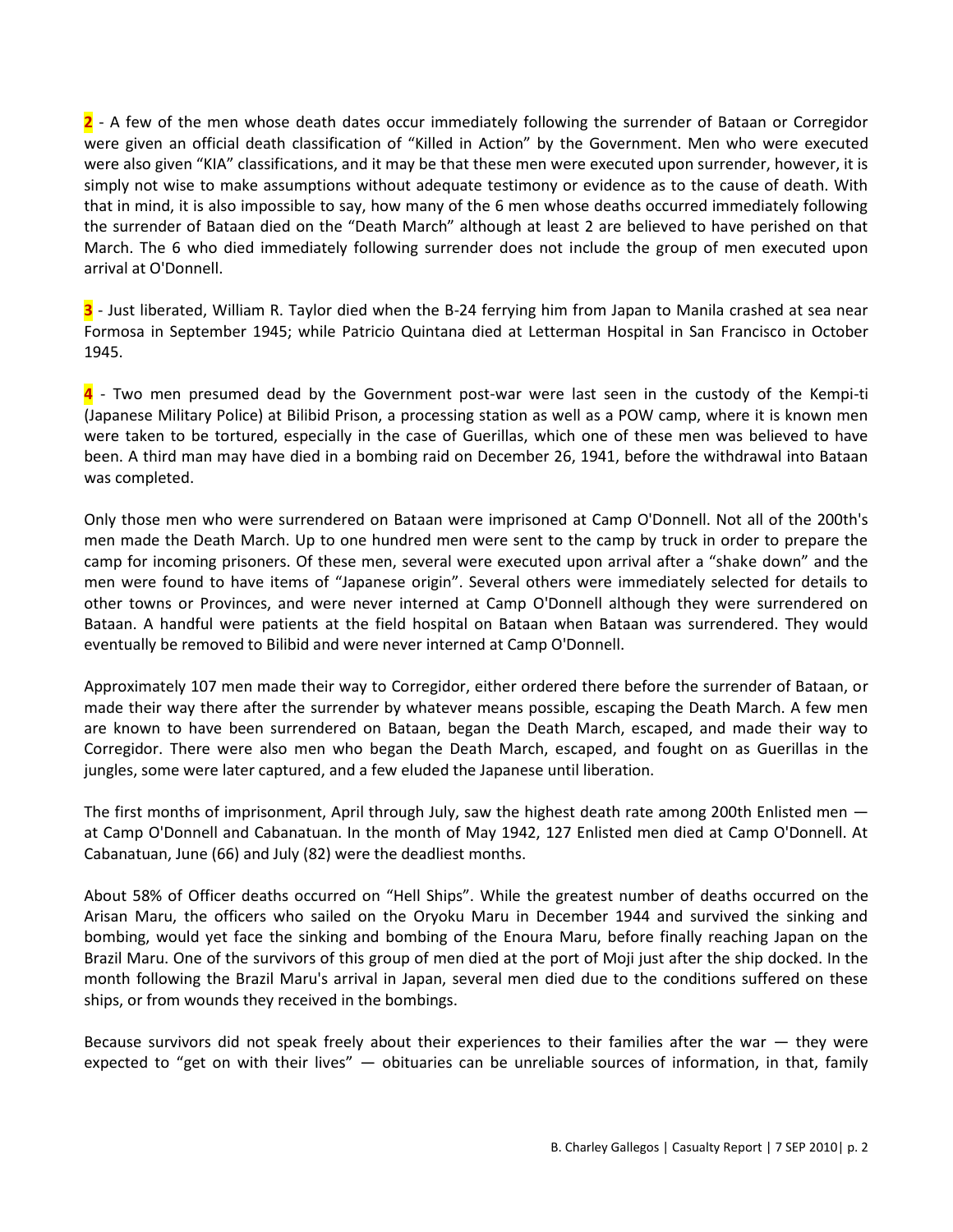**2** - A few of the men whose death dates occur immediately following the surrender of Bataan or Corregidor were given an official death classification of "Killed in Action" by the Government. Men who were executed were also given "KIA" classifications, and it may be that these men were executed upon surrender, however, it is simply not wise to make assumptions without adequate testimony or evidence as to the cause of death. With that in mind, it is also impossible to say, how many of the 6 men whose deaths occurred immediately following the surrender of Bataan died on the "Death March" although at least 2 are believed to have perished on that March. The 6 who died immediately following surrender does not include the group of men executed upon arrival at O'Donnell.

**3** - Just liberated, William R. Taylor died when the B-24 ferrying him from Japan to Manila crashed at sea near Formosa in September 1945; while Patricio Quintana died at Letterman Hospital in San Francisco in October 1945.

**4** - Two men presumed dead by the Government post-war were last seen in the custody of the Kempi-ti (Japanese Military Police) at Bilibid Prison, a processing station as well as a POW camp, where it is known men were taken to be tortured, especially in the case of Guerillas, which one of these men was believed to have been. A third man may have died in a bombing raid on December 26, 1941, before the withdrawal into Bataan was completed.

Only those men who were surrendered on Bataan were imprisoned at Camp O'Donnell. Not all of the 200th's men made the Death March. Up to one hundred men were sent to the camp by truck in order to prepare the camp for incoming prisoners. Of these men, several were executed upon arrival after a "shake down" and the men were found to have items of "Japanese origin". Several others were immediately selected for details to other towns or Provinces, and were never interned at Camp O'Donnell although they were surrendered on Bataan. A handful were patients at the field hospital on Bataan when Bataan was surrendered. They would eventually be removed to Bilibid and were never interned at Camp O'Donnell.

Approximately 107 men made their way to Corregidor, either ordered there before the surrender of Bataan, or made their way there after the surrender by whatever means possible, escaping the Death March. A few men are known to have been surrendered on Bataan, began the Death March, escaped, and made their way to Corregidor. There were also men who began the Death March, escaped, and fought on as Guerillas in the jungles, some were later captured, and a few eluded the Japanese until liberation.

The first months of imprisonment, April through July, saw the highest death rate among 200th Enlisted men — at Camp O'Donnell and Cabanatuan. In the month of May 1942, 127 Enlisted men died at Camp O'Donnell. At Cabanatuan, June (66) and July (82) were the deadliest months.

About 58% of Officer deaths occurred on "Hell Ships". While the greatest number of deaths occurred on the Arisan Maru, the officers who sailed on the Oryoku Maru in December 1944 and survived the sinking and bombing, would yet face the sinking and bombing of the Enoura Maru, before finally reaching Japan on the Brazil Maru. One of the survivors of this group of men died at the port of Moji just after the ship docked. In the month following the Brazil Maru's arrival in Japan, several men died due to the conditions suffered on these ships, or from wounds they received in the bombings.

Because survivors did not speak freely about their experiences to their families after the war — they were expected to "get on with their lives" — obituaries can be unreliable sources of information, in that, family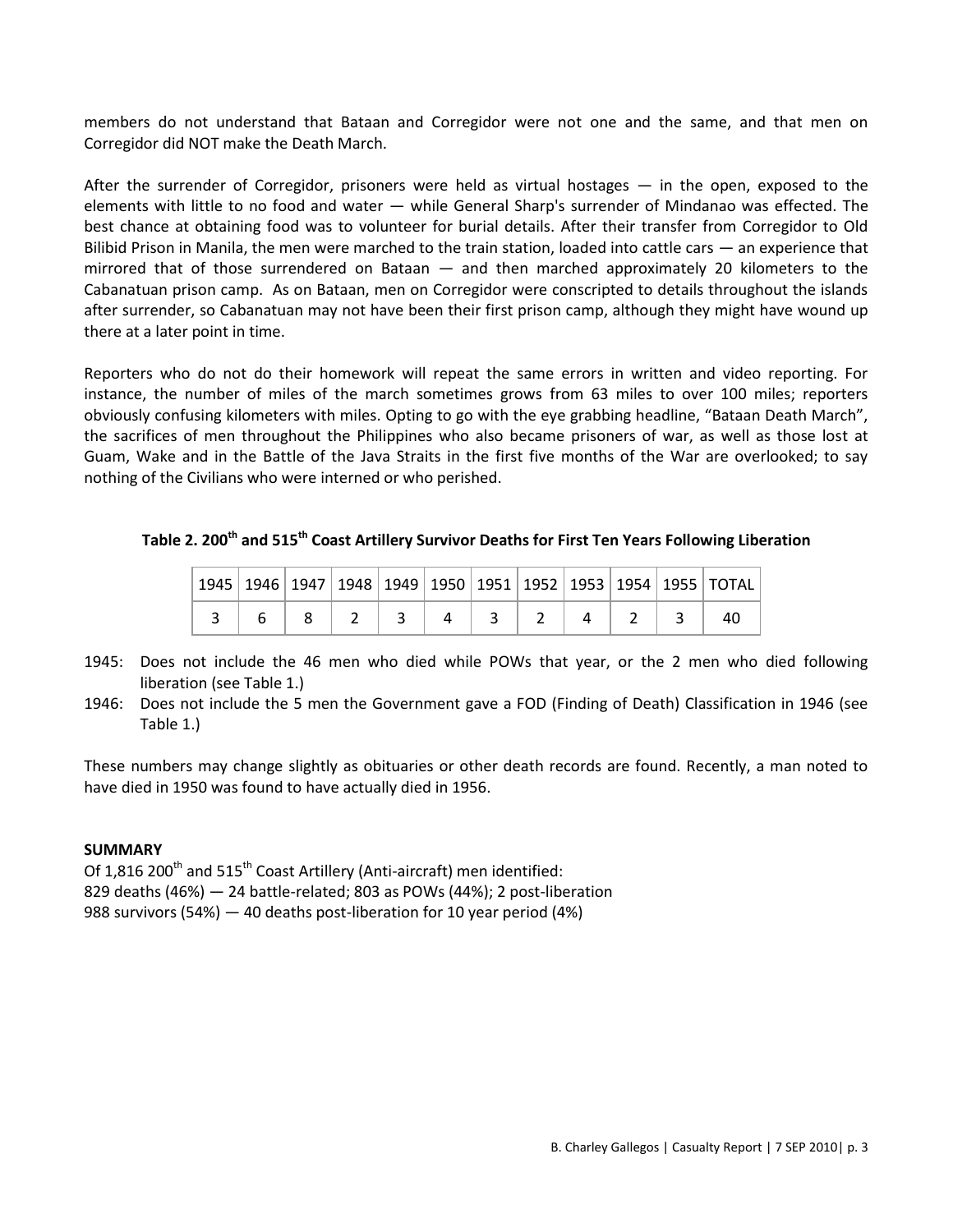members do not understand that Bataan and Corregidor were not one and the same, and that men on Corregidor did NOT make the Death March.

After the surrender of Corregidor, prisoners were held as virtual hostages — in the open, exposed to the elements with little to no food and water — while General Sharp's surrender of Mindanao was effected. The best chance at obtaining food was to volunteer for burial details. After their transfer from Corregidor to Old Bilibid Prison in Manila, the men were marched to the train station, loaded into cattle cars — an experience that mirrored that of those surrendered on Bataan — and then marched approximately 20 kilometers to the Cabanatuan prison camp. As on Bataan, men on Corregidor were conscripted to details throughout the islands after surrender, so Cabanatuan may not have been their first prison camp, although they might have wound up there at a later point in time.

Reporters who do not do their homework will repeat the same errors in written and video reporting. For instance, the number of miles of the march sometimes grows from 63 miles to over 100 miles; reporters obviously confusing kilometers with miles. Opting to go with the eye grabbing headline, "Bataan Death March", the sacrifices of men throughout the Philippines who also became prisoners of war, as well as those lost at Guam, Wake and in the Battle of the Java Straits in the first five months of the War are overlooked; to say nothing of the Civilians who were interned or who perished.

**Table 2. 200th and 515th Coast Artillery Survivor Deaths for First Ten Years Following Liberation**

| 1945 | 1946 | 1947 | 1948 | 1949 | 1950 | 1951 | 1952 | 1953 | 1954 | 1955 | TOTAL |
|---|---|---|---|---|---|---|---|---|---|---|---|
| 3 | 6 | 8 | 2 | 3 | 4 | 3 | 2 | 4 | 2 | 3 | 40 |

1945: Does not include the 46 men who died while POWs that year, or the 2 men who died following liberation (see Table 1.)

1946: Does not include the 5 men the Government gave a FOD (Finding of Death) Classification in 1946 (see Table 1.)

These numbers may change slightly as obituaries or other death records are found. Recently, a man noted to have died in 1950 was found to have actually died in 1956.

**SUMMARY**

Of 1,816 200th and 515th Coast Artillery (Anti-aircraft) men identified:
829 deaths (46%) — 24 battle-related; 803 as POWs (44%); 2 post-liberation
988 survivors (54%) — 40 deaths post-liberation for 10 year period (4%)